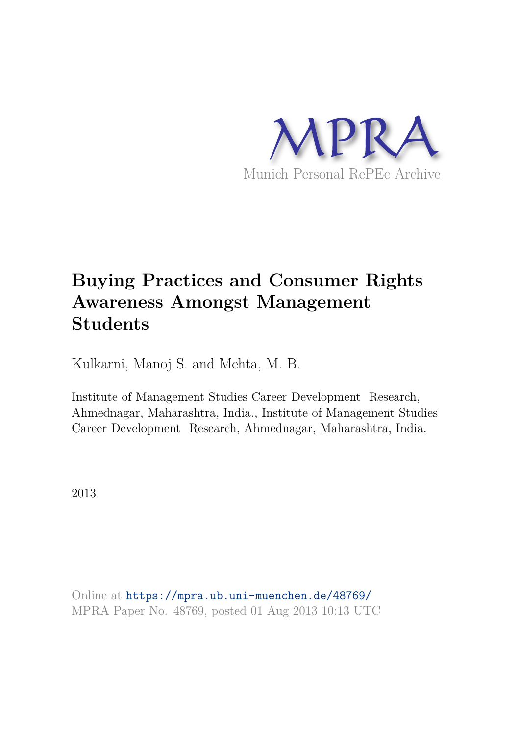MPRA

Munich Personal RePEc Archive

# Buying Practices and Consumer Rights Awareness Amongst Management Students

Kulkarni, Manoj S. and Mehta, M. B.

Institute of Management Studies Career Development Research, Ahmednagar, Maharashtra, India., Institute of Management Studies Career Development Research, Ahmednagar, Maharashtra, India.

2013

Online at https://mpra.ub.uni-muenchen.de/48769/
MPRA Paper No. 48769, posted 01 Aug 2013 10:13 UTC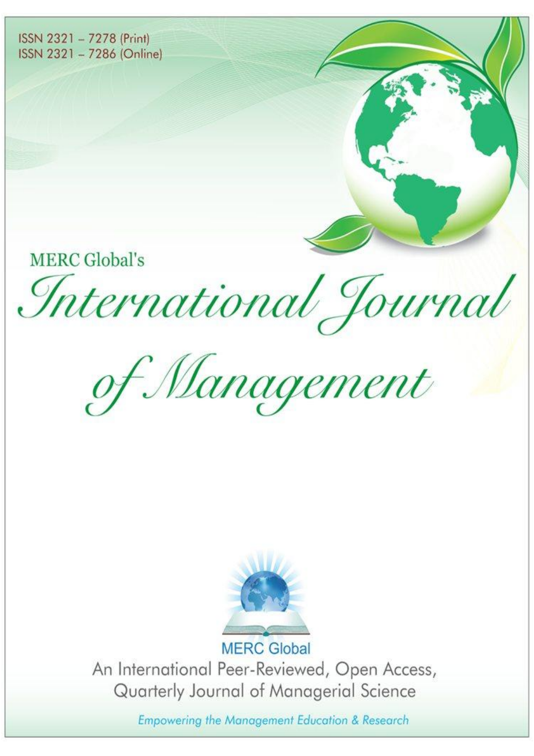ISSN 2321 – 7278 (Print)
ISSN 2321 – 7286 (Online)

MERC Global's

# International Journal of Management

MERC Global

An International Peer-Reviewed, Open Access, Quarterly Journal of Managerial Science

*Empowering the Management Education & Research*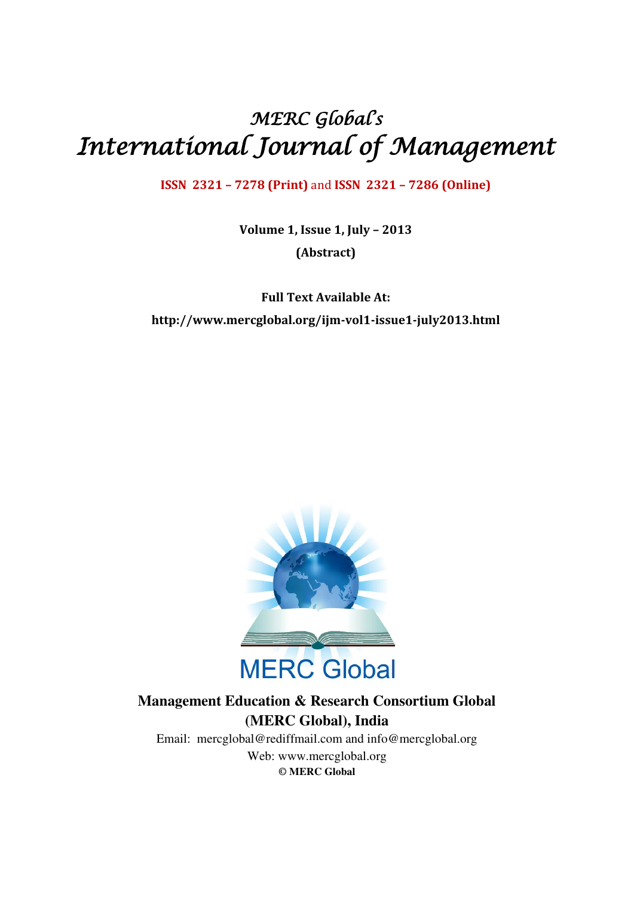# *MERC Global's*
# *International Journal of Management*

**ISSN 2321 – 7278 (Print)** and **ISSN 2321 – 7286 (Online)**

**Volume 1, Issue 1, July – 2013**

**(Abstract)**

**Full Text Available At:**

**http://www.mercglobal.org/ijm-vol1-issue1-july2013.html**

MERC Global

**Management Education & Research Consortium Global (MERC Global), India**

Email: mercglobal@rediffmail.com and info@mercglobal.org

Web: www.mercglobal.org

**© MERC Global**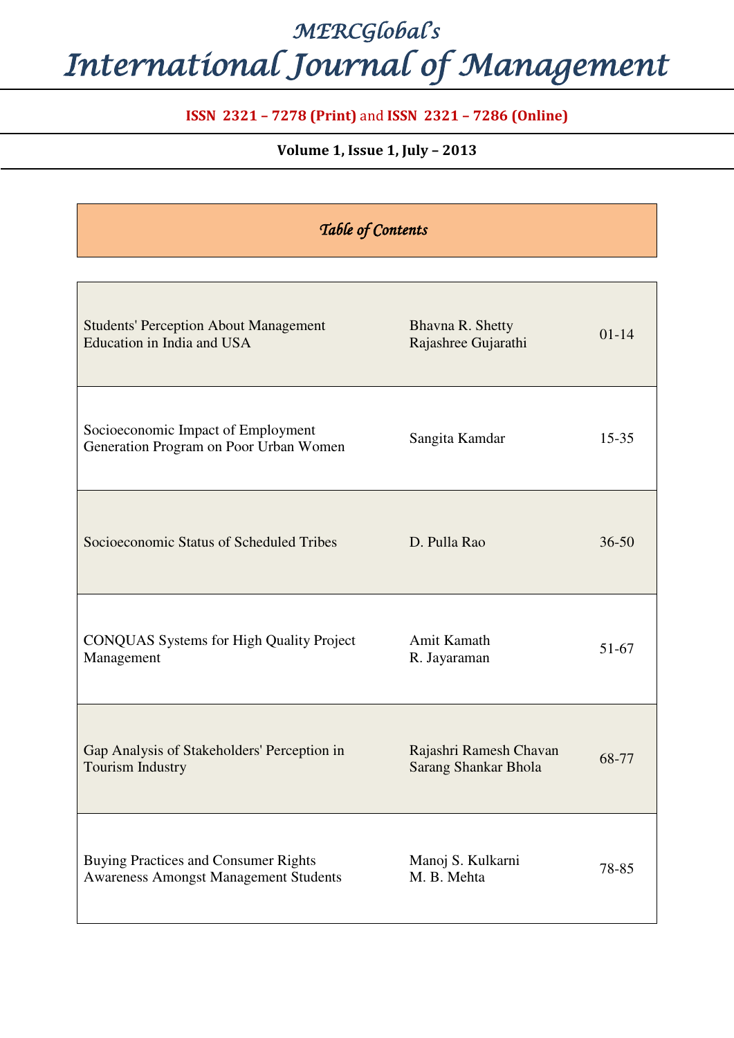# *MERCGlobal's*
# *International Journal of Management*

**ISSN 2321 – 7278 (Print)** and **ISSN 2321 – 7286 (Online)**

**Volume 1, Issue 1, July – 2013**

## *Table of Contents*

| Title | Authors | Pages |
|---|---|---|
| Students' Perception About Management Education in India and USA | Bhavna R. Shetty<br>Rajashree Gujarathi | 01-14 |
| Socioeconomic Impact of Employment Generation Program on Poor Urban Women | Sangita Kamdar | 15-35 |
| Socioeconomic Status of Scheduled Tribes | D. Pulla Rao | 36-50 |
| CONQUAS Systems for High Quality Project Management | Amit Kamath<br>R. Jayaraman | 51-67 |
| Gap Analysis of Stakeholders' Perception in Tourism Industry | Rajashri Ramesh Chavan<br>Sarang Shankar Bhola | 68-77 |
| Buying Practices and Consumer Rights Awareness Amongst Management Students | Manoj S. Kulkarni<br>M. B. Mehta | 78-85 |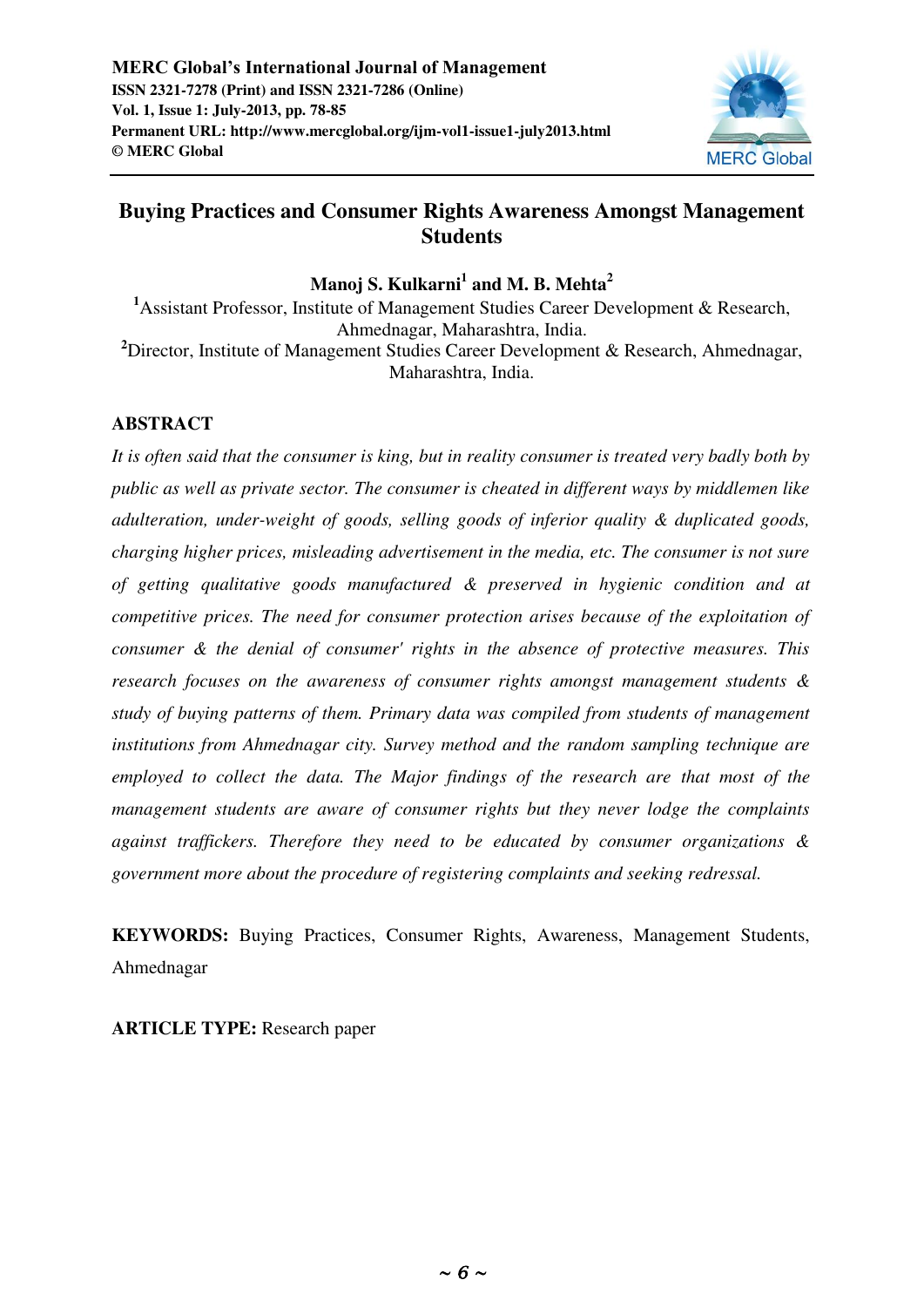# Buying Practices and Consumer Rights Awareness Amongst Management Students

**Manoj S. Kulkarni[1] and M. B. Mehta[2]**

[1]Assistant Professor, Institute of Management Studies Career Development & Research, Ahmednagar, Maharashtra, India.

[2]Director, Institute of Management Studies Career Development & Research, Ahmednagar, Maharashtra, India.

## ABSTRACT

*It is often said that the consumer is king, but in reality consumer is treated very badly both by public as well as private sector. The consumer is cheated in different ways by middlemen like adulteration, under-weight of goods, selling goods of inferior quality & duplicated goods, charging higher prices, misleading advertisement in the media, etc. The consumer is not sure of getting qualitative goods manufactured & preserved in hygienic condition and at competitive prices. The need for consumer protection arises because of the exploitation of consumer & the denial of consumer' rights in the absence of protective measures. This research focuses on the awareness of consumer rights amongst management students & study of buying patterns of them. Primary data was compiled from students of management institutions from Ahmednagar city. Survey method and the random sampling technique are employed to collect the data. The Major findings of the research are that most of the management students are aware of consumer rights but they never lodge the complaints against traffickers. Therefore they need to be educated by consumer organizations & government more about the procedure of registering complaints and seeking redressal.*

**KEYWORDS:** Buying Practices, Consumer Rights, Awareness, Management Students, Ahmednagar

**ARTICLE TYPE:** Research paper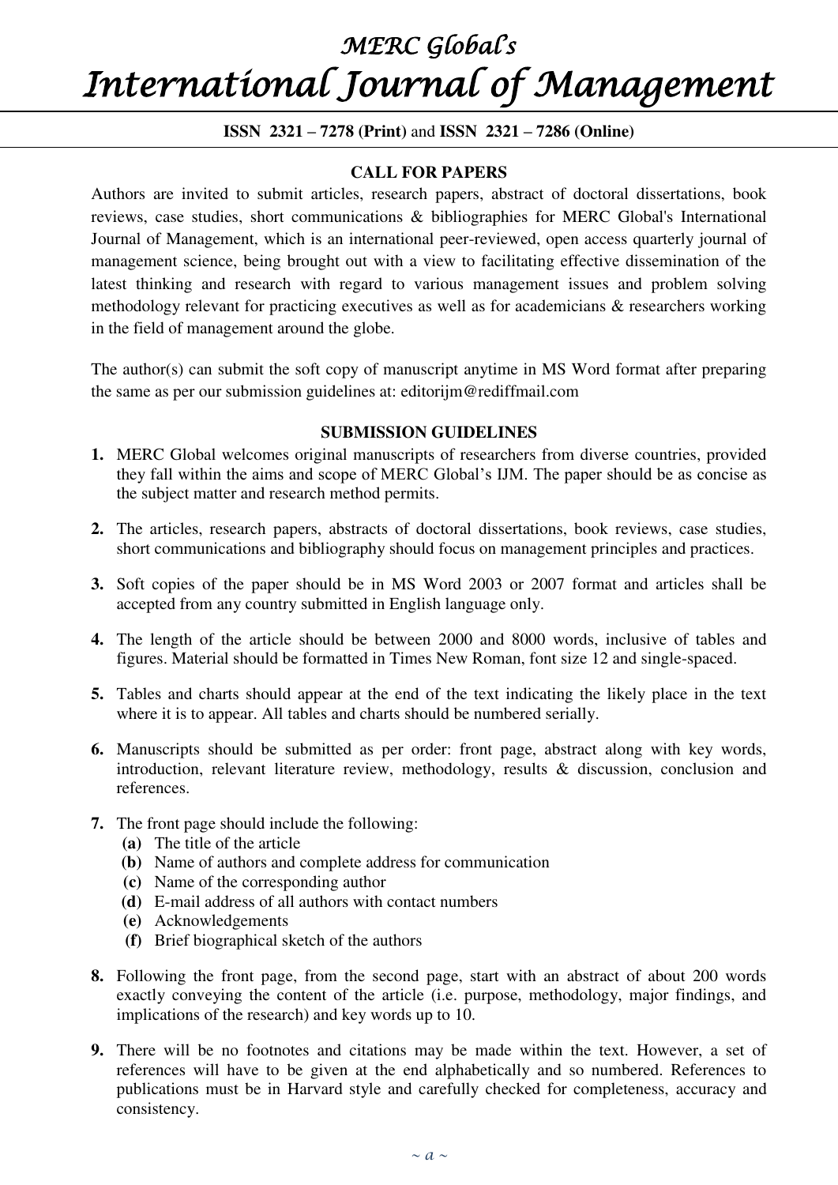# MERC Global's
# International Journal of Management

**ISSN 2321 – 7278 (Print)** and **ISSN 2321 – 7286 (Online)**

## CALL FOR PAPERS

Authors are invited to submit articles, research papers, abstract of doctoral dissertations, book reviews, case studies, short communications & bibliographies for MERC Global's International Journal of Management, which is an international peer-reviewed, open access quarterly journal of management science, being brought out with a view to facilitating effective dissemination of the latest thinking and research with regard to various management issues and problem solving methodology relevant for practicing executives as well as for academicians & researchers working in the field of management around the globe.

The author(s) can submit the soft copy of manuscript anytime in MS Word format after preparing the same as per our submission guidelines at: editorijm@rediffmail.com

## SUBMISSION GUIDELINES

1. MERC Global welcomes original manuscripts of researchers from diverse countries, provided they fall within the aims and scope of MERC Global's IJM. The paper should be as concise as the subject matter and research method permits.

2. The articles, research papers, abstracts of doctoral dissertations, book reviews, case studies, short communications and bibliography should focus on management principles and practices.

3. Soft copies of the paper should be in MS Word 2003 or 2007 format and articles shall be accepted from any country submitted in English language only.

4. The length of the article should be between 2000 and 8000 words, inclusive of tables and figures. Material should be formatted in Times New Roman, font size 12 and single-spaced.

5. Tables and charts should appear at the end of the text indicating the likely place in the text where it is to appear. All tables and charts should be numbered serially.

6. Manuscripts should be submitted as per order: front page, abstract along with key words, introduction, relevant literature review, methodology, results & discussion, conclusion and references.

7. The front page should include the following:
   **(a)** The title of the article
   **(b)** Name of authors and complete address for communication
   **(c)** Name of the corresponding author
   **(d)** E-mail address of all authors with contact numbers
   **(e)** Acknowledgements
   **(f)** Brief biographical sketch of the authors

8. Following the front page, from the second page, start with an abstract of about 200 words exactly conveying the content of the article (i.e. purpose, methodology, major findings, and implications of the research) and key words up to 10.

9. There will be no footnotes and citations may be made within the text. However, a set of references will have to be given at the end alphabetically and so numbered. References to publications must be in Harvard style and carefully checked for completeness, accuracy and consistency.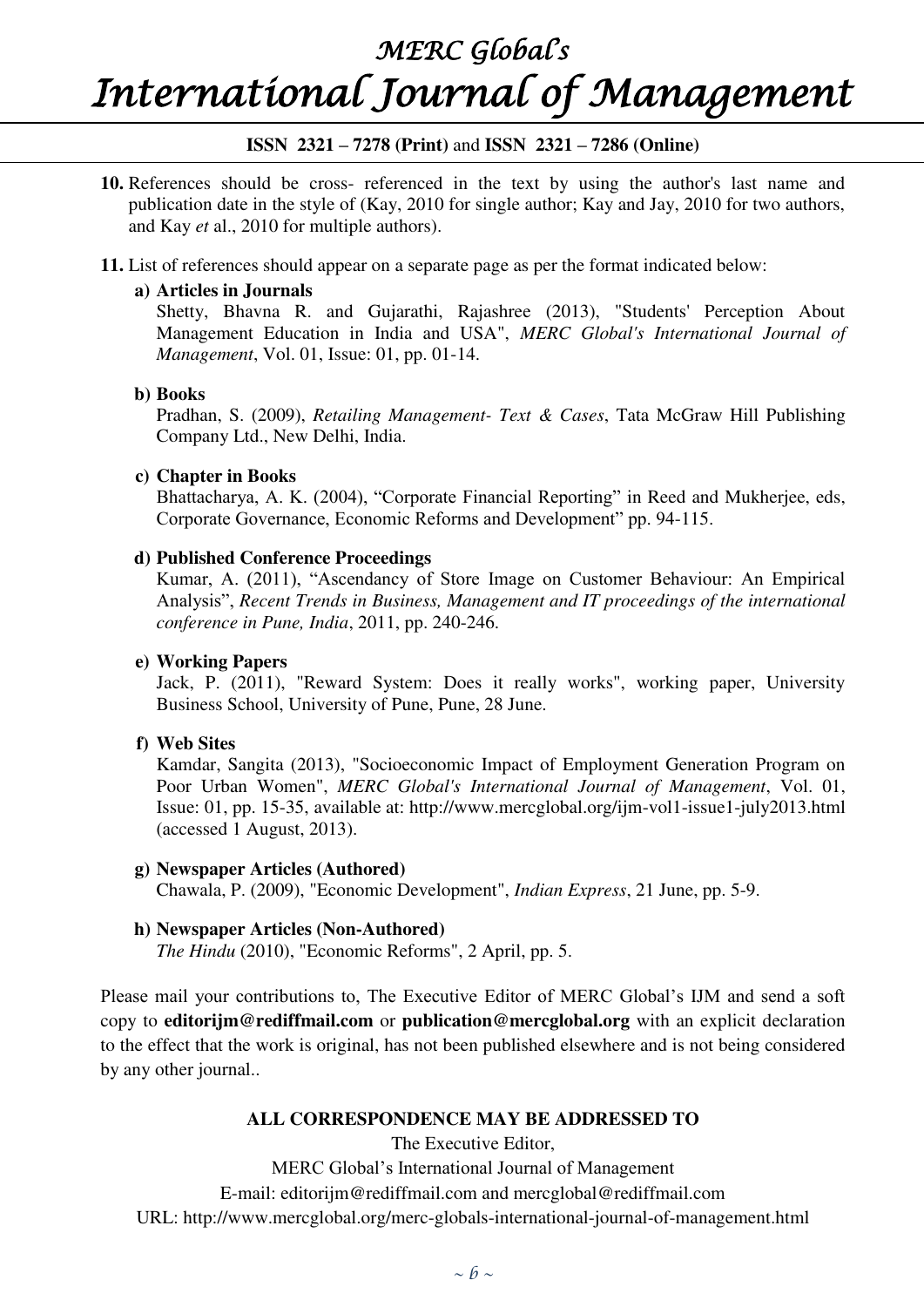10. References should be cross- referenced in the text by using the author's last name and publication date in the style of (Kay, 2010 for single author; Kay and Jay, 2010 for two authors, and Kay *et* al., 2010 for multiple authors).

11. List of references should appear on a separate page as per the format indicated below:

    a) **Articles in Journals**
    Shetty, Bhavna R. and Gujarathi, Rajashree (2013), "Students' Perception About Management Education in India and USA", *MERC Global's International Journal of Management*, Vol. 01, Issue: 01, pp. 01-14.

    b) **Books**
    Pradhan, S. (2009), *Retailing Management- Text & Cases*, Tata McGraw Hill Publishing Company Ltd., New Delhi, India.

    c) **Chapter in Books**
    Bhattacharya, A. K. (2004), "Corporate Financial Reporting" in Reed and Mukherjee, eds, Corporate Governance, Economic Reforms and Development" pp. 94-115.

    d) **Published Conference Proceedings**
    Kumar, A. (2011), "Ascendancy of Store Image on Customer Behaviour: An Empirical Analysis", *Recent Trends in Business, Management and IT proceedings of the international conference in Pune, India*, 2011, pp. 240-246.

    e) **Working Papers**
    Jack, P. (2011), "Reward System: Does it really works", working paper, University Business School, University of Pune, Pune, 28 June.

    f) **Web Sites**
    Kamdar, Sangita (2013), "Socioeconomic Impact of Employment Generation Program on Poor Urban Women", *MERC Global's International Journal of Management*, Vol. 01, Issue: 01, pp. 15-35, available at: http://www.mercglobal.org/ijm-vol1-issue1-july2013.html (accessed 1 August, 2013).

    g) **Newspaper Articles (Authored)**
    Chawala, P. (2009), "Economic Development", *Indian Express*, 21 June, pp. 5-9.

    h) **Newspaper Articles (Non-Authored)**
    *The Hindu* (2010), "Economic Reforms", 2 April, pp. 5.

Please mail your contributions to, The Executive Editor of MERC Global's IJM and send a soft copy to **editorijm@rediffmail.com** or **publication@mercglobal.org** with an explicit declaration to the effect that the work is original, has not been published elsewhere and is not being considered by any other journal..

**ALL CORRESPONDENCE MAY BE ADDRESSED TO**

The Executive Editor,

MERC Global's International Journal of Management

E-mail: editorijm@rediffmail.com and mercglobal@rediffmail.com

URL: http://www.mercglobal.org/merc-globals-international-journal-of-management.html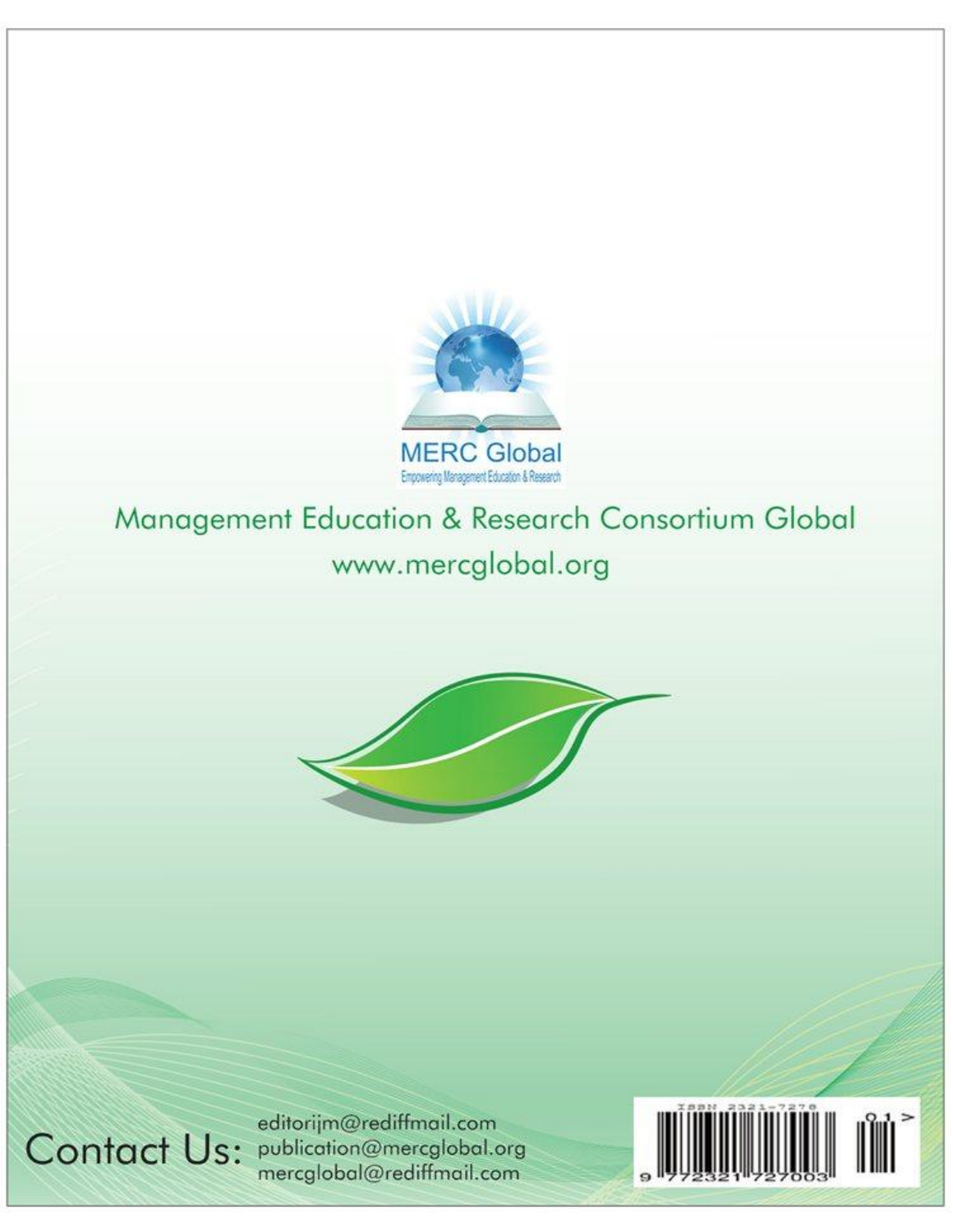MERC Global

Empowering Management Education & Research

Management Education & Research Consortium Global

www.mercglobal.org

Contact Us: editorijm@rediffmail.com
publication@mercglobal.org
mercglobal@rediffmail.com

ISSN 2321-7278